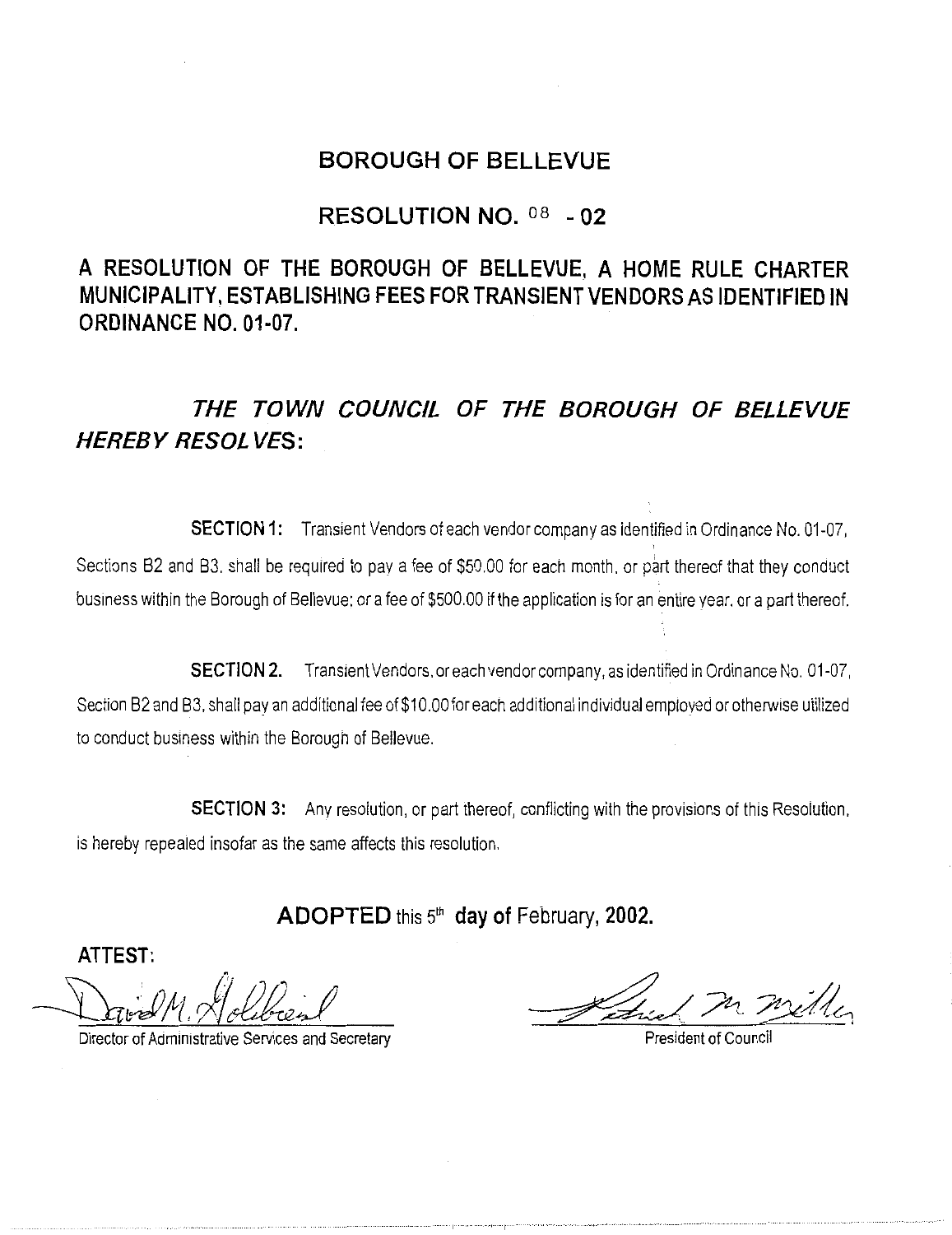# BOROUGH OF BELLEVUE

## RESOLUTION NO. 08 - 02

## A RESOLUTION OF THE BOROUGH OF BELLEVUE, A HOME RULE CHARTER MUNICIPALITY, ESTABLISHING FEES FOR TRANSIENT VENDORS AS IDENTIFIED IN ORDINANCE NO. 01-07.

***THE TOWN COUNCIL OF THE BOROUGH OF BELLEVUE HEREBY RESOLVES:***

**SECTION 1:** Transient Vendors of each vendor company as identified in Ordinance No. 01-07, Sections B2 and B3, shall be required to pay a fee of $50.00 for each month, or part thereof that they conduct business within the Borough of Bellevue; or a fee of $500.00 if the application is for an entire year, or a part thereof.

**SECTION 2.** Transient Vendors, or each vendor company, as identified in Ordinance No. 01-07, Section B2 and B3, shall pay an additional fee of $10.00 for each additional individual employed or otherwise utilized to conduct business within the Borough of Bellevue.

**SECTION 3:** Any resolution, or part thereof, conflicting with the provisions of this Resolution, is hereby repealed insofar as the same affects this resolution.

**ADOPTED** this 5th **day of** February, **2002.**

**ATTEST:**

David M. Hollbrook
Director of Administrative Services and Secretary

Richard M. Miller
President of Council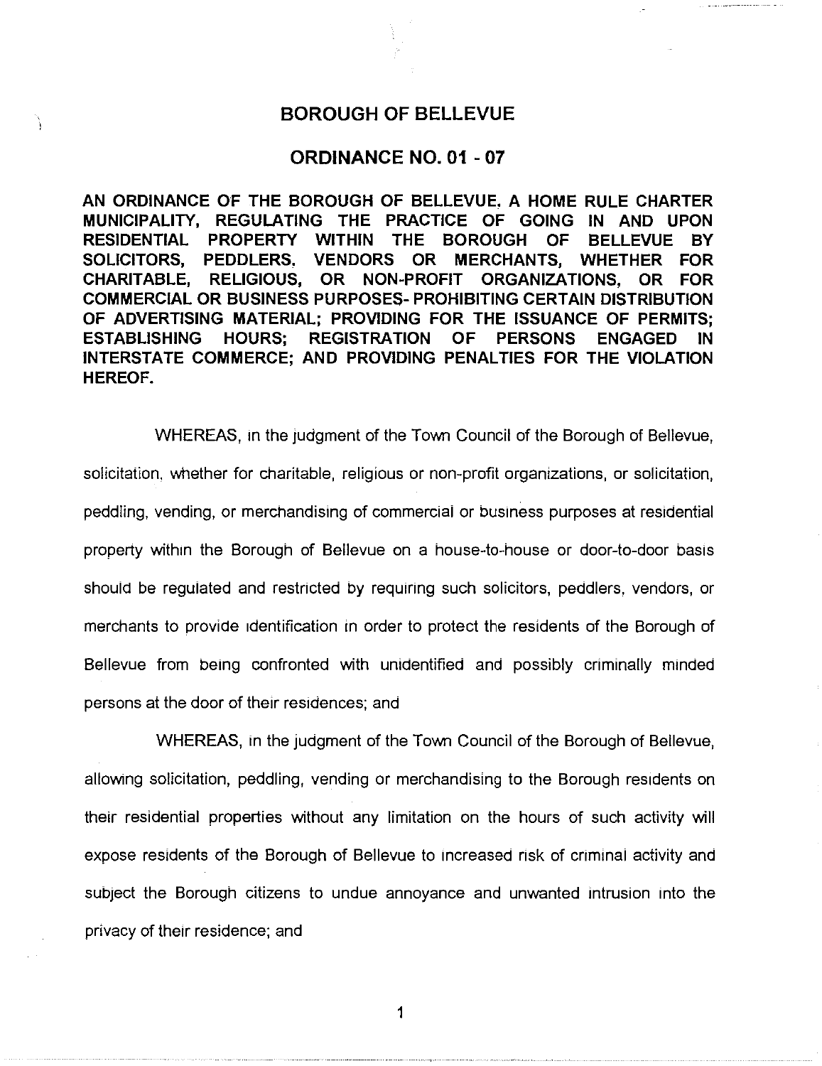# BOROUGH OF BELLEVUE

## ORDINANCE NO. 01 - 07

**AN ORDINANCE OF THE BOROUGH OF BELLEVUE. A HOME RULE CHARTER MUNICIPALITY, REGULATING THE PRACTICE OF GOING IN AND UPON RESIDENTIAL PROPERTY WITHIN THE BOROUGH OF BELLEVUE BY SOLICITORS, PEDDLERS, VENDORS OR MERCHANTS, WHETHER FOR CHARITABLE, RELIGIOUS, OR NON-PROFIT ORGANIZATIONS, OR FOR COMMERCIAL OR BUSINESS PURPOSES- PROHIBITING CERTAIN DISTRIBUTION OF ADVERTISING MATERIAL; PROVIDING FOR THE ISSUANCE OF PERMITS; ESTABLISHING HOURS; REGISTRATION OF PERSONS ENGAGED IN INTERSTATE COMMERCE; AND PROVIDING PENALTIES FOR THE VIOLATION HEREOF.**

WHEREAS, in the judgment of the Town Council of the Borough of Bellevue, solicitation, whether for charitable, religious or non-profit organizations, or solicitation, peddling, vending, or merchandising of commercial or business purposes at residential property within the Borough of Bellevue on a house-to-house or door-to-door basis should be regulated and restricted by requiring such solicitors, peddlers, vendors, or merchants to provide identification in order to protect the residents of the Borough of Bellevue from being confronted with unidentified and possibly criminally minded persons at the door of their residences; and

WHEREAS, in the judgment of the Town Council of the Borough of Bellevue, allowing solicitation, peddling, vending or merchandising to the Borough residents on their residential properties without any limitation on the hours of such activity will expose residents of the Borough of Bellevue to increased risk of criminal activity and subject the Borough citizens to undue annoyance and unwanted intrusion into the privacy of their residence; and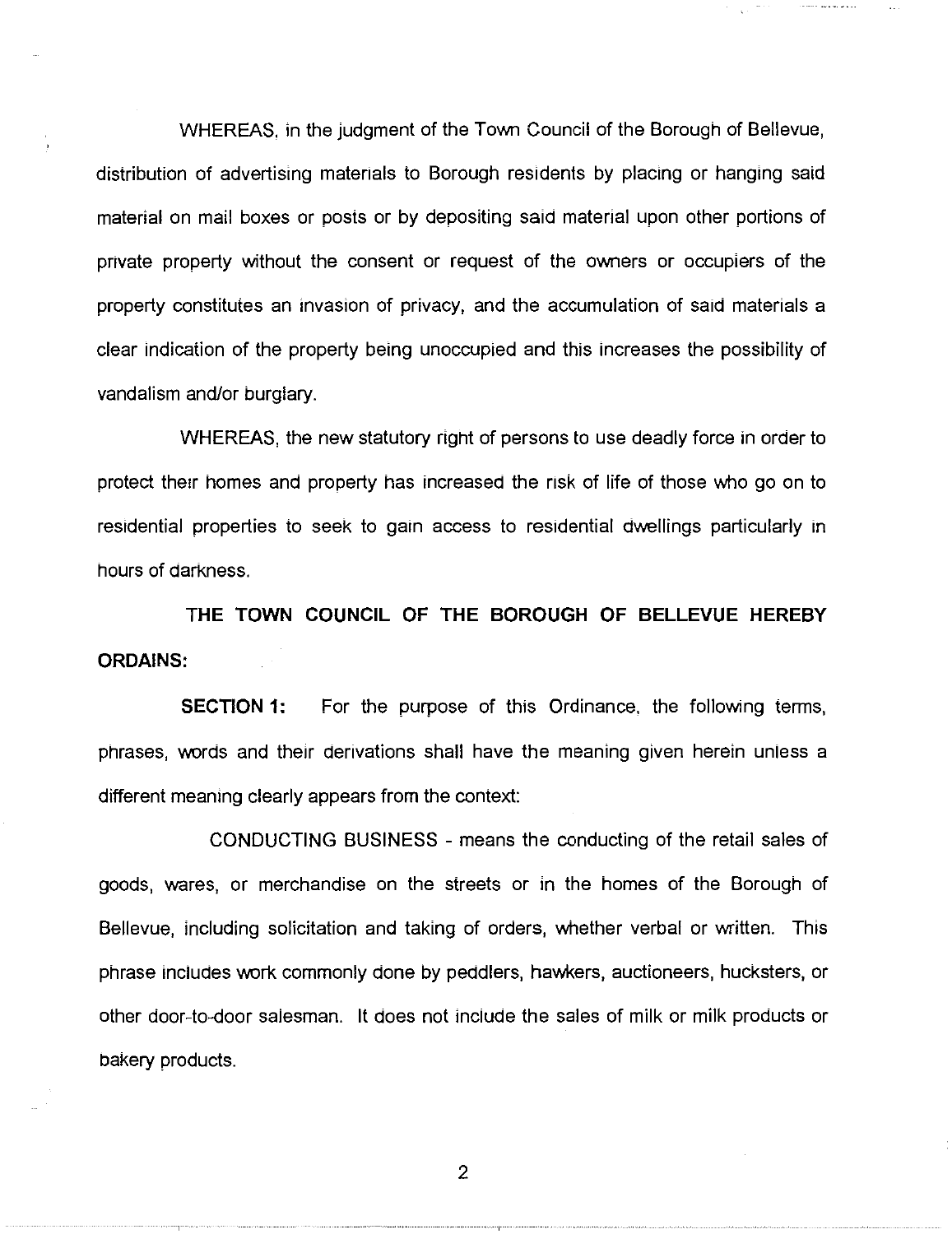WHEREAS, in the judgment of the Town Council of the Borough of Bellevue, distribution of advertising materials to Borough residents by placing or hanging said material on mail boxes or posts or by depositing said material upon other portions of private property without the consent or request of the owners or occupiers of the property constitutes an invasion of privacy, and the accumulation of said materials a clear indication of the property being unoccupied and this increases the possibility of vandalism and/or burglary.

WHEREAS, the new statutory right of persons to use deadly force in order to protect their homes and property has increased the risk of life of those who go on to residential properties to seek to gain access to residential dwellings particularly in hours of darkness.

**THE TOWN COUNCIL OF THE BOROUGH OF BELLEVUE HEREBY ORDAINS:**

**SECTION 1:** For the purpose of this Ordinance, the following terms, phrases, words and their derivations shall have the meaning given herein unless a different meaning clearly appears from the context:

CONDUCTING BUSINESS - means the conducting of the retail sales of goods, wares, or merchandise on the streets or in the homes of the Borough of Bellevue, including solicitation and taking of orders, whether verbal or written. This phrase includes work commonly done by peddlers, hawkers, auctioneers, hucksters, or other door-to-door salesman. It does not include the sales of milk or milk products or bakery products.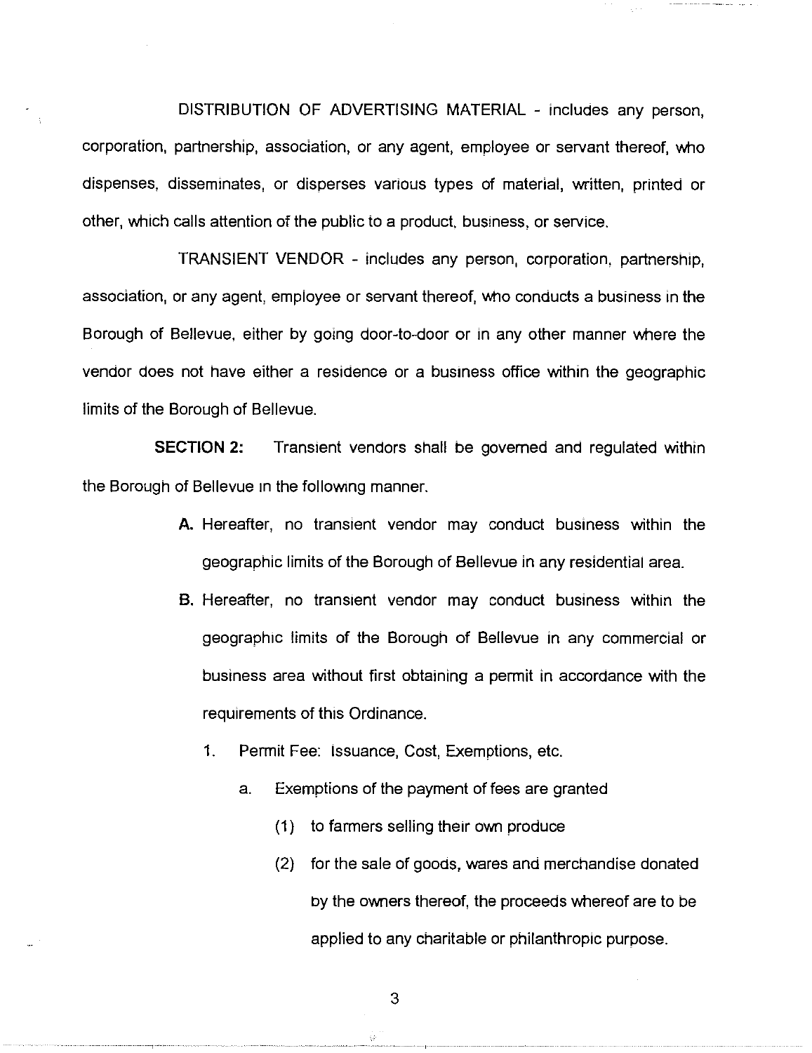DISTRIBUTION OF ADVERTISING MATERIAL - includes any person, corporation, partnership, association, or any agent, employee or servant thereof, who dispenses, disseminates, or disperses various types of material, written, printed or other, which calls attention of the public to a product, business, or service.

TRANSIENT VENDOR - includes any person, corporation, partnership, association, or any agent, employee or servant thereof, who conducts a business in the Borough of Bellevue, either by going door-to-door or in any other manner where the vendor does not have either a residence or a business office within the geographic limits of the Borough of Bellevue.

**SECTION 2:** Transient vendors shall be governed and regulated within the Borough of Bellevue in the following manner.

- **A.** Hereafter, no transient vendor may conduct business within the geographic limits of the Borough of Bellevue in any residential area.
- **B.** Hereafter, no transient vendor may conduct business within the geographic limits of the Borough of Bellevue in any commercial or business area without first obtaining a permit in accordance with the requirements of this Ordinance.
  1. Permit Fee: Issuance, Cost, Exemptions, etc.
     - a. Exemptions of the payment of fees are granted
       - (1) to farmers selling their own produce
       - (2) for the sale of goods, wares and merchandise donated by the owners thereof, the proceeds whereof are to be applied to any charitable or philanthropic purpose.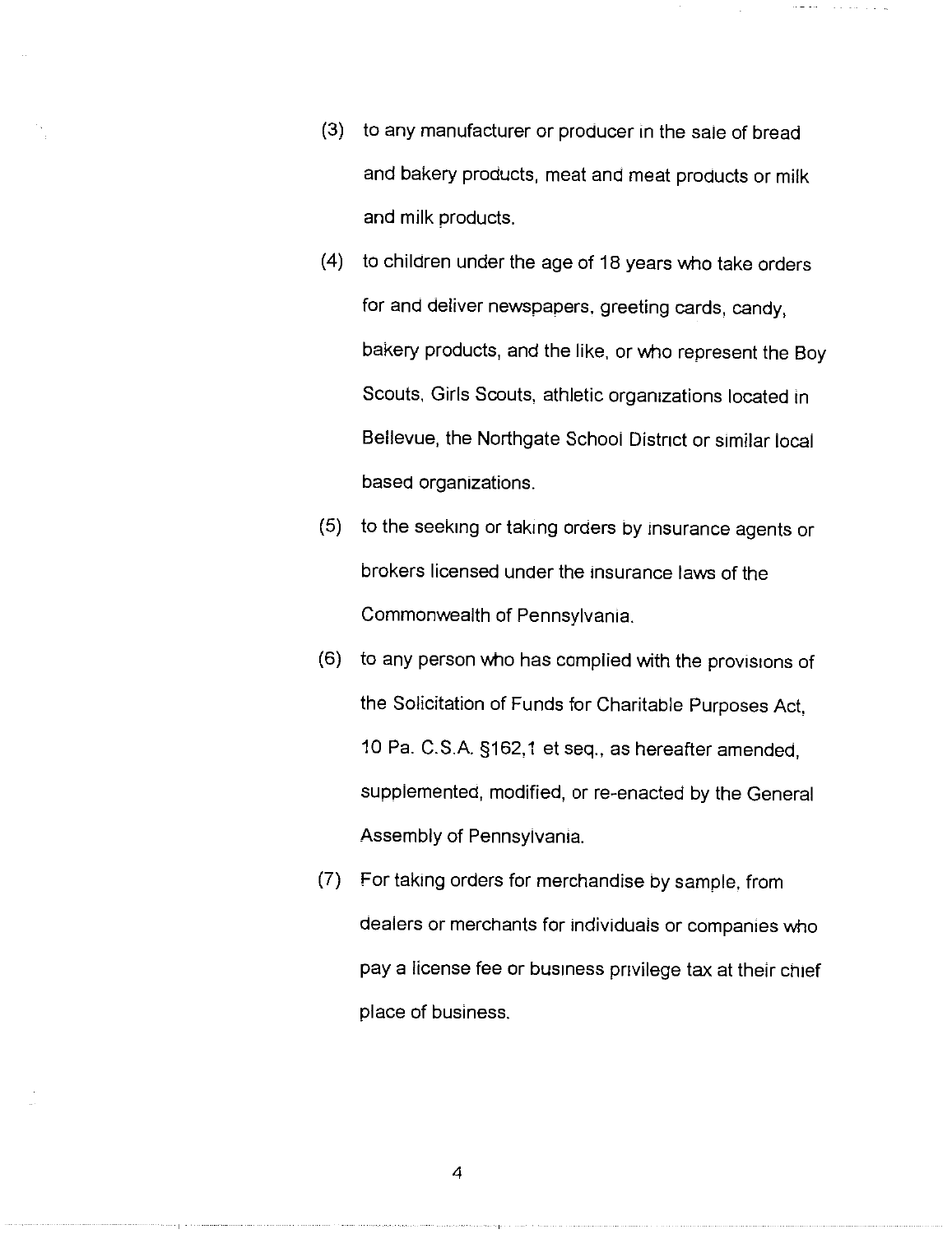(3) to any manufacturer or producer in the sale of bread and bakery products, meat and meat products or milk and milk products.

(4) to children under the age of 18 years who take orders for and deliver newspapers, greeting cards, candy, bakery products, and the like, or who represent the Boy Scouts, Girls Scouts, athletic organizations located in Bellevue, the Northgate School District or similar local based organizations.

(5) to the seeking or taking orders by insurance agents or brokers licensed under the insurance laws of the Commonwealth of Pennsylvania.

(6) to any person who has complied with the provisions of the Solicitation of Funds for Charitable Purposes Act, 10 Pa. C.S.A. §162,1 et seq., as hereafter amended, supplemented, modified, or re-enacted by the General Assembly of Pennsylvania.

(7) For taking orders for merchandise by sample, from dealers or merchants for individuals or companies who pay a license fee or business privilege tax at their chief place of business.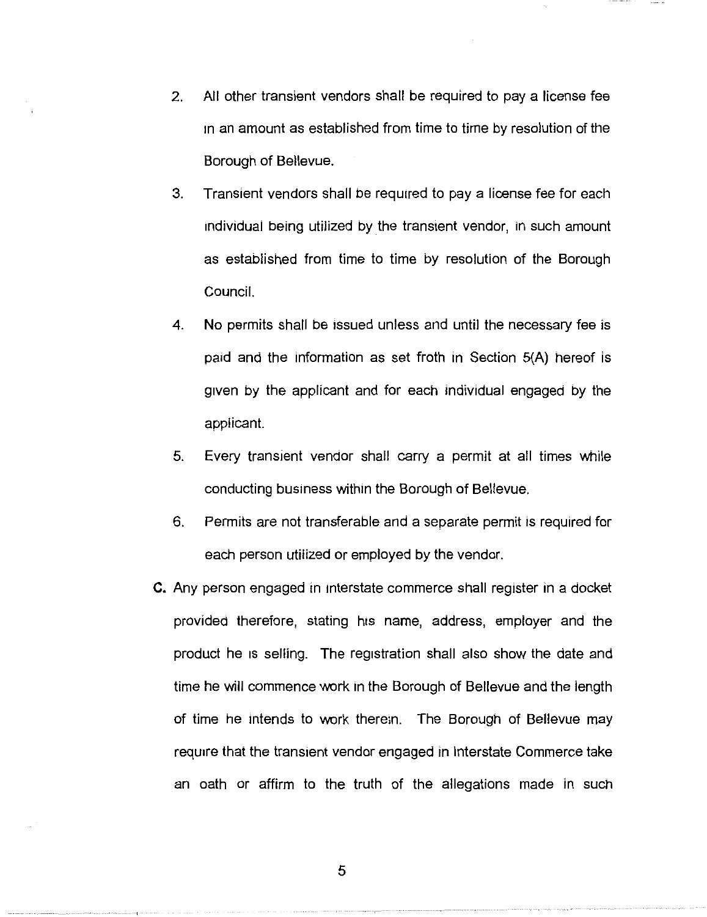2. All other transient vendors shall be required to pay a license fee in an amount as established from time to time by resolution of the Borough of Bellevue.

3. Transient vendors shall be required to pay a license fee for each individual being utilized by the transient vendor, in such amount as established from time to time by resolution of the Borough Council.

4. No permits shall be issued unless and until the necessary fee is paid and the information as set froth in Section 5(A) hereof is given by the applicant and for each individual engaged by the applicant.

5. Every transient vendor shall carry a permit at all times while conducting business within the Borough of Bellevue.

6. Permits are not transferable and a separate permit is required for each person utilized or employed by the vendor.

**C.** Any person engaged in interstate commerce shall register in a docket provided therefore, stating his name, address, employer and the product he is selling. The registration shall also show the date and time he will commence work in the Borough of Bellevue and the length of time he intends to work therein. The Borough of Bellevue may require that the transient vendor engaged in Interstate Commerce take an oath or affirm to the truth of the allegations made in such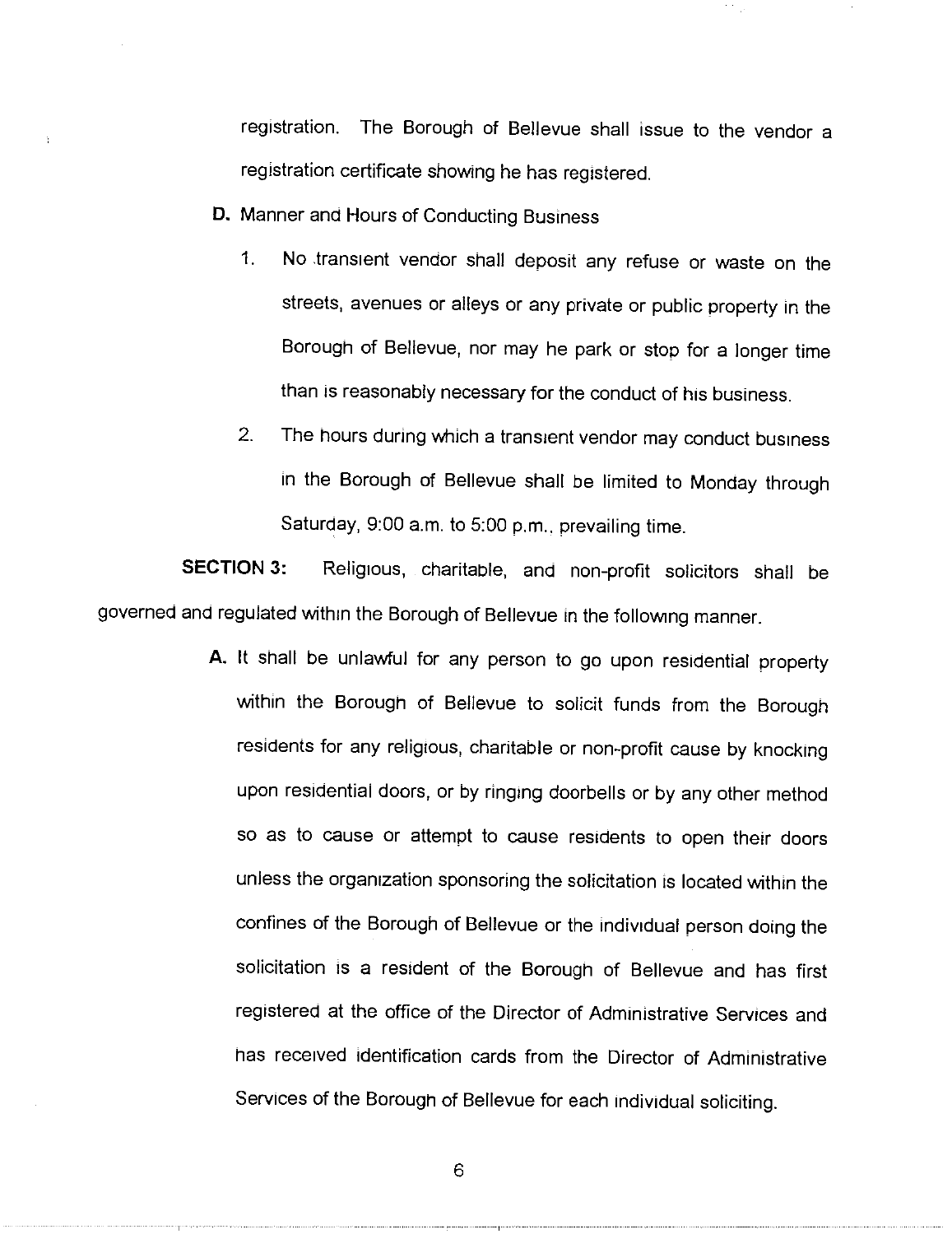registration. The Borough of Bellevue shall issue to the vendor a registration certificate showing he has registered.

**D.** Manner and Hours of Conducting Business

1. No transient vendor shall deposit any refuse or waste on the streets, avenues or alleys or any private or public property in the Borough of Bellevue, nor may he park or stop for a longer time than is reasonably necessary for the conduct of his business.

2. The hours during which a transient vendor may conduct business in the Borough of Bellevue shall be limited to Monday through Saturday, 9:00 a.m. to 5:00 p.m., prevailing time.

**SECTION 3:** Religious, charitable, and non-profit solicitors shall be governed and regulated within the Borough of Bellevue in the following manner.

**A.** It shall be unlawful for any person to go upon residential property within the Borough of Bellevue to solicit funds from the Borough residents for any religious, charitable or non-profit cause by knocking upon residential doors, or by ringing doorbells or by any other method so as to cause or attempt to cause residents to open their doors unless the organization sponsoring the solicitation is located within the confines of the Borough of Bellevue or the individual person doing the solicitation is a resident of the Borough of Bellevue and has first registered at the office of the Director of Administrative Services and has received identification cards from the Director of Administrative Services of the Borough of Bellevue for each individual soliciting.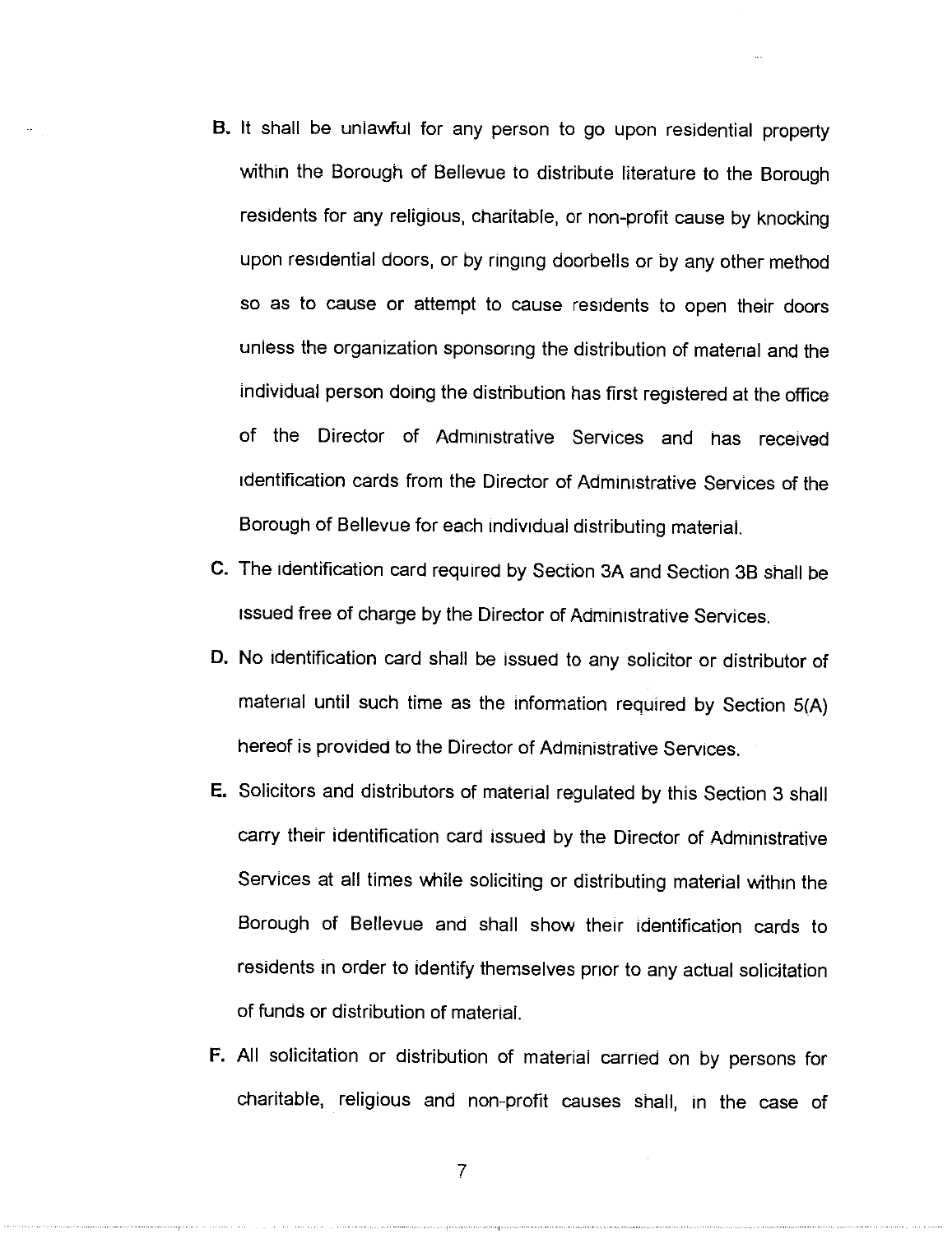**B.** It shall be unlawful for any person to go upon residential property within the Borough of Bellevue to distribute literature to the Borough residents for any religious, charitable, or non-profit cause by knocking upon residential doors, or by ringing doorbells or by any other method so as to cause or attempt to cause residents to open their doors unless the organization sponsoring the distribution of material and the individual person doing the distribution has first registered at the office of the Director of Administrative Services and has received identification cards from the Director of Administrative Services of the Borough of Bellevue for each individual distributing material.

**C.** The identification card required by Section 3A and Section 3B shall be issued free of charge by the Director of Administrative Services.

**D.** No identification card shall be issued to any solicitor or distributor of material until such time as the information required by Section 5(A) hereof is provided to the Director of Administrative Services.

**E.** Solicitors and distributors of material regulated by this Section 3 shall carry their identification card issued by the Director of Administrative Services at all times while soliciting or distributing material within the Borough of Bellevue and shall show their identification cards to residents in order to identify themselves prior to any actual solicitation of funds or distribution of material.

**F.** All solicitation or distribution of material carried on by persons for charitable, religious and non-profit causes shall, in the case of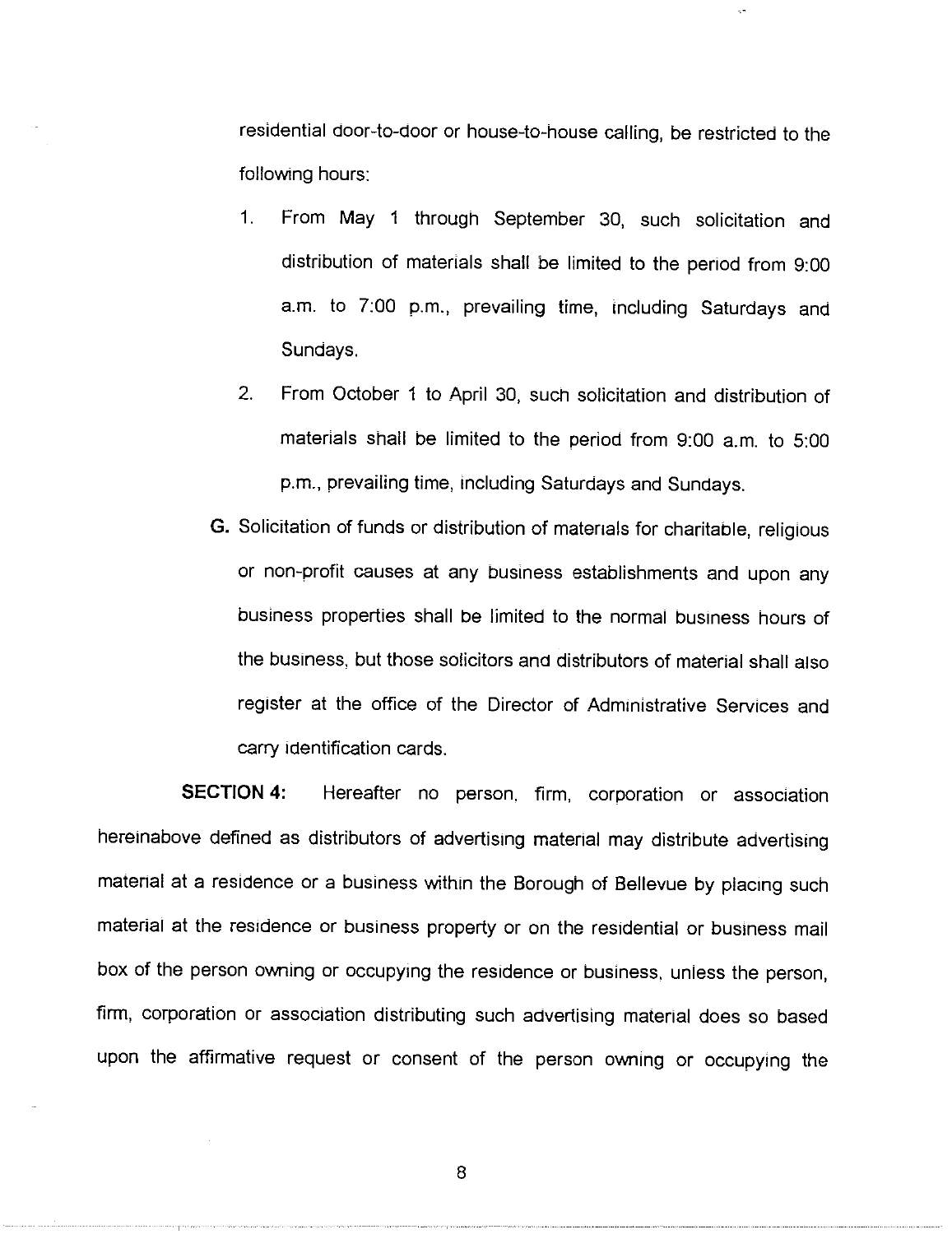residential door-to-door or house-to-house calling, be restricted to the following hours:

1. From May 1 through September 30, such solicitation and distribution of materials shall be limited to the period from 9:00 a.m. to 7:00 p.m., prevailing time, including Saturdays and Sundays.

2. From October 1 to April 30, such solicitation and distribution of materials shall be limited to the period from 9:00 a.m. to 5:00 p.m., prevailing time, including Saturdays and Sundays.

**G.** Solicitation of funds or distribution of materials for charitable, religious or non-profit causes at any business establishments and upon any business properties shall be limited to the normal business hours of the business, but those solicitors and distributors of material shall also register at the office of the Director of Administrative Services and carry identification cards.

**SECTION 4:** Hereafter no person, firm, corporation or association hereinabove defined as distributors of advertising material may distribute advertising material at a residence or a business within the Borough of Bellevue by placing such material at the residence or business property or on the residential or business mail box of the person owning or occupying the residence or business, unless the person, firm, corporation or association distributing such advertising material does so based upon the affirmative request or consent of the person owning or occupying the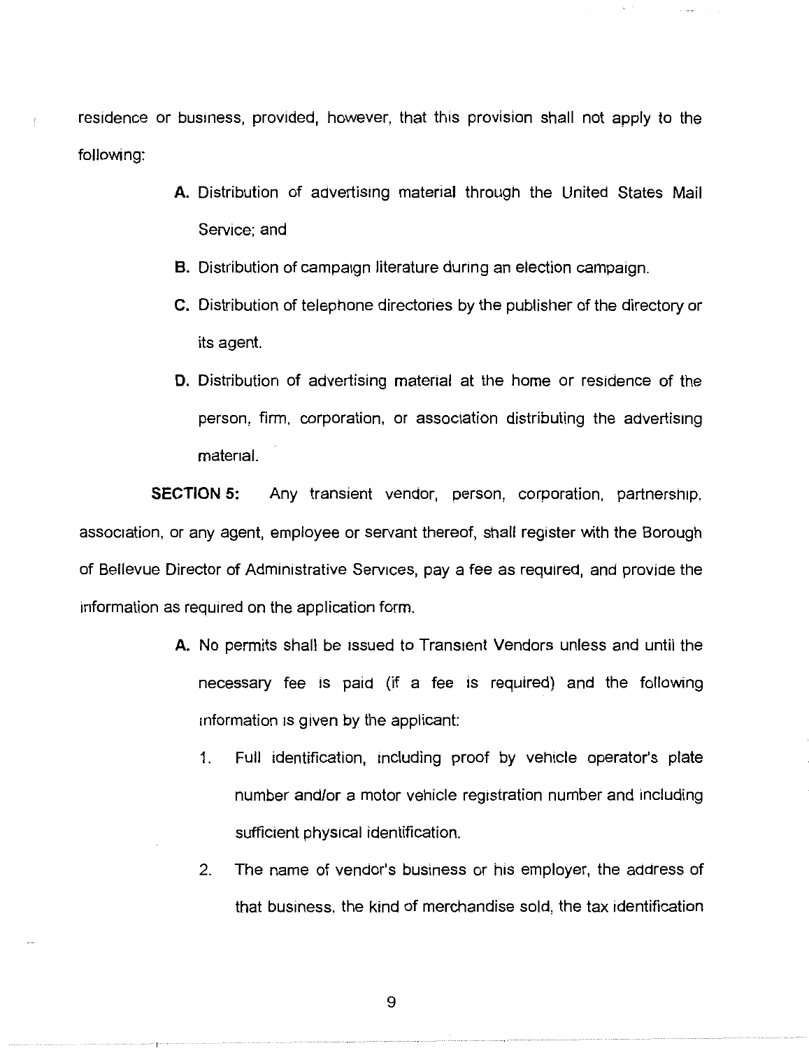residence or business, provided, however, that this provision shall not apply to the following:

**A.** Distribution of advertising material through the United States Mail Service; and

**B.** Distribution of campaign literature during an election campaign.

**C.** Distribution of telephone directories by the publisher of the directory or its agent.

**D.** Distribution of advertising material at the home or residence of the person, firm, corporation, or association distributing the advertising material.

**SECTION 5:** Any transient vendor, person, corporation, partnership, association, or any agent, employee or servant thereof, shall register with the Borough of Bellevue Director of Administrative Services, pay a fee as required, and provide the information as required on the application form.

**A.** No permits shall be issued to Transient Vendors unless and until the necessary fee is paid (if a fee is required) and the following information is given by the applicant:

1. Full identification, including proof by vehicle operator's plate number and/or a motor vehicle registration number and including sufficient physical identification.

2. The name of vendor's business or his employer, the address of that business, the kind of merchandise sold, the tax identification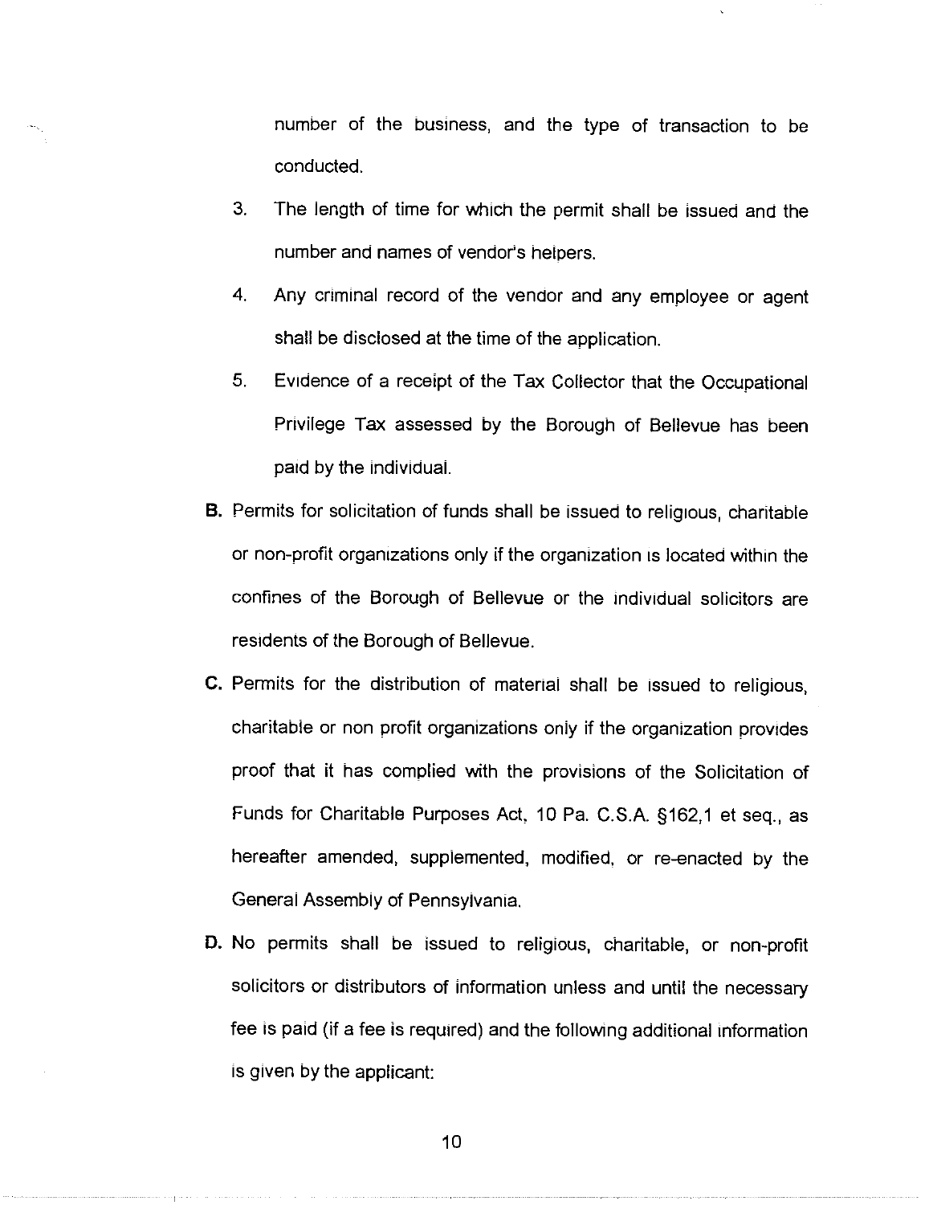number of the business, and the type of transaction to be conducted.

3. The length of time for which the permit shall be issued and the number and names of vendor's helpers.

4. Any criminal record of the vendor and any employee or agent shall be disclosed at the time of the application.

5. Evidence of a receipt of the Tax Collector that the Occupational Privilege Tax assessed by the Borough of Bellevue has been paid by the individual.

**B.** Permits for solicitation of funds shall be issued to religious, charitable or non-profit organizations only if the organization is located within the confines of the Borough of Bellevue or the individual solicitors are residents of the Borough of Bellevue.

**C.** Permits for the distribution of material shall be issued to religious, charitable or non profit organizations only if the organization provides proof that it has complied with the provisions of the Solicitation of Funds for Charitable Purposes Act, 10 Pa. C.S.A. §162,1 et seq., as hereafter amended, supplemented, modified, or re-enacted by the General Assembly of Pennsylvania.

**D.** No permits shall be issued to religious, charitable, or non-profit solicitors or distributors of information unless and until the necessary fee is paid (if a fee is required) and the following additional information is given by the applicant: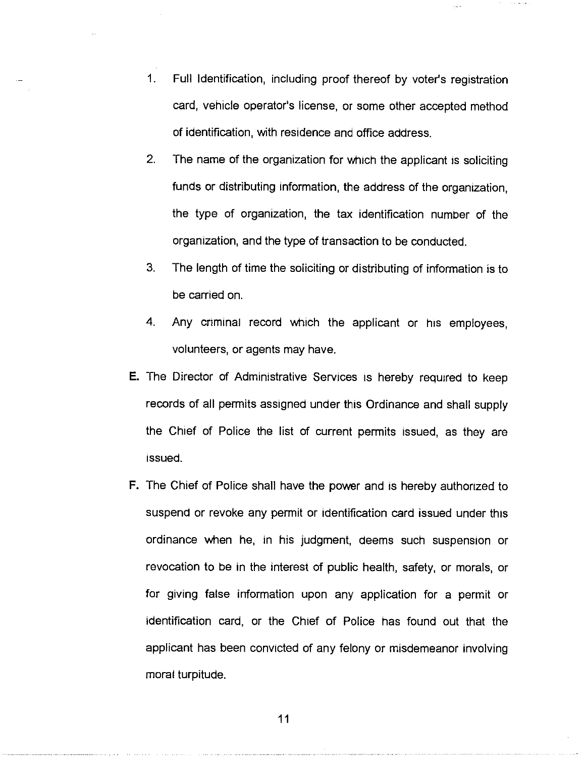1. Full Identification, including proof thereof by voter's registration card, vehicle operator's license, or some other accepted method of identification, with residence and office address.
2. The name of the organization for which the applicant is soliciting funds or distributing information, the address of the organization, the type of organization, the tax identification number of the organization, and the type of transaction to be conducted.
3. The length of time the soliciting or distributing of information is to be carried on.
4. Any criminal record which the applicant or his employees, volunteers, or agents may have.

**E.** The Director of Administrative Services is hereby required to keep records of all permits assigned under this Ordinance and shall supply the Chief of Police the list of current permits issued, as they are issued.

**F.** The Chief of Police shall have the power and is hereby authorized to suspend or revoke any permit or identification card issued under this ordinance when he, in his judgment, deems such suspension or revocation to be in the interest of public health, safety, or morals, or for giving false information upon any application for a permit or identification card, or the Chief of Police has found out that the applicant has been convicted of any felony or misdemeanor involving moral turpitude.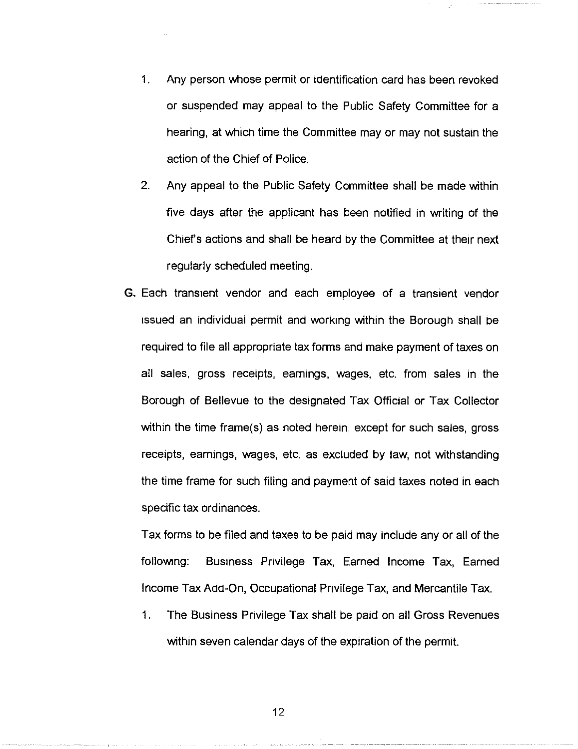1. Any person whose permit or identification card has been revoked or suspended may appeal to the Public Safety Committee for a hearing, at which time the Committee may or may not sustain the action of the Chief of Police.

2. Any appeal to the Public Safety Committee shall be made within five days after the applicant has been notified in writing of the Chief's actions and shall be heard by the Committee at their next regularly scheduled meeting.

**G.** Each transient vendor and each employee of a transient vendor issued an individual permit and working within the Borough shall be required to file all appropriate tax forms and make payment of taxes on all sales, gross receipts, earnings, wages, etc. from sales in the Borough of Bellevue to the designated Tax Official or Tax Collector within the time frame(s) as noted herein, except for such sales, gross receipts, earnings, wages, etc. as excluded by law, not withstanding the time frame for such filing and payment of said taxes noted in each specific tax ordinances.

Tax forms to be filed and taxes to be paid may include any or all of the following: Business Privilege Tax, Earned Income Tax, Earned Income Tax Add-On, Occupational Privilege Tax, and Mercantile Tax.

1. The Business Privilege Tax shall be paid on all Gross Revenues within seven calendar days of the expiration of the permit.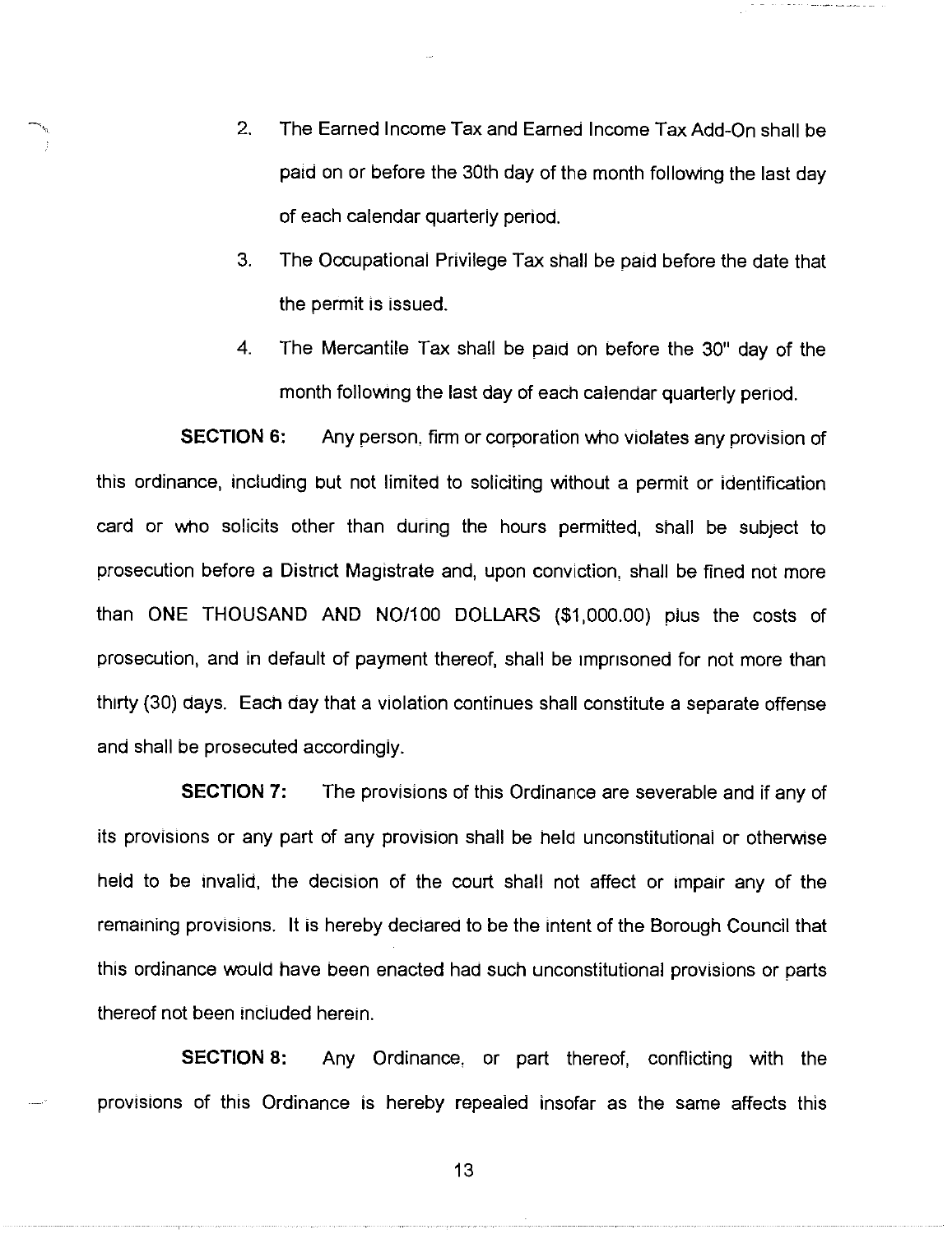2. The Earned Income Tax and Earned Income Tax Add-On shall be paid on or before the 30th day of the month following the last day of each calendar quarterly period.

3. The Occupational Privilege Tax shall be paid before the date that the permit is issued.

4. The Mercantile Tax shall be paid on before the 30" day of the month following the last day of each calendar quarterly period.

**SECTION 6:** Any person, firm or corporation who violates any provision of this ordinance, including but not limited to soliciting without a permit or identification card or who solicits other than during the hours permitted, shall be subject to prosecution before a District Magistrate and, upon conviction, shall be fined not more than ONE THOUSAND AND NO/100 DOLLARS ($1,000.00) plus the costs of prosecution, and in default of payment thereof, shall be imprisoned for not more than thirty (30) days. Each day that a violation continues shall constitute a separate offense and shall be prosecuted accordingly.

**SECTION 7:** The provisions of this Ordinance are severable and if any of its provisions or any part of any provision shall be held unconstitutional or otherwise held to be invalid, the decision of the court shall not affect or impair any of the remaining provisions. It is hereby declared to be the intent of the Borough Council that this ordinance would have been enacted had such unconstitutional provisions or parts thereof not been included herein.

**SECTION 8:** Any Ordinance, or part thereof, conflicting with the provisions of this Ordinance is hereby repealed insofar as the same affects this